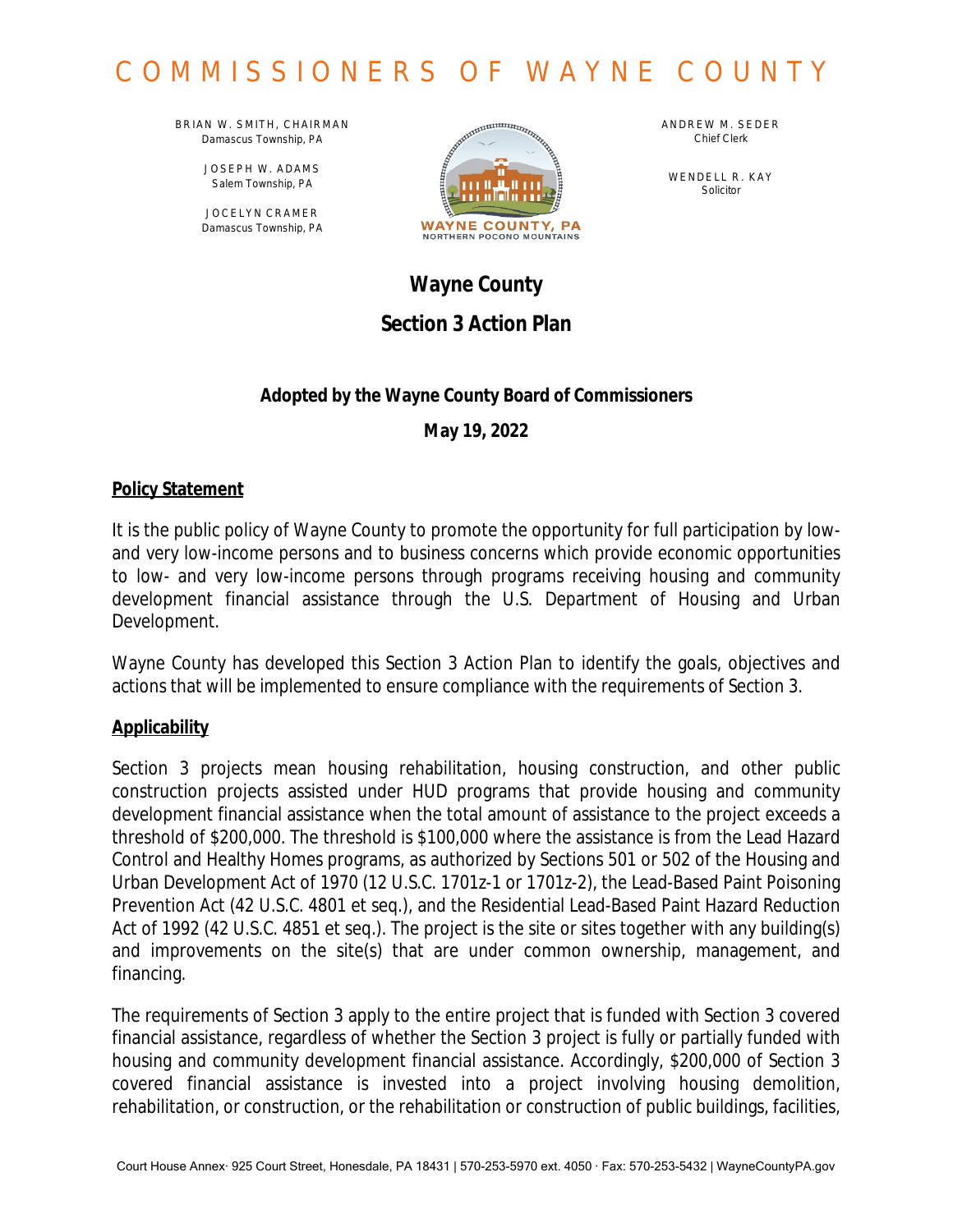# COMMISSIONERS OF WAYNE COUNTY

BRIAN W. SMITH, CHAIRMAN
Damascus Township, PA

JOSEPH W. ADAMS
Salem Township, PA

JOCELYN CRAMER
Damascus Township, PA

ANDREW M. SEDER
Chief Clerk

WENDELL R. KAY
Solicitor

WAYNE COUNTY, PA
NORTHERN POCONO MOUNTAINS

## Wayne County

## Section 3 Action Plan

**Adopted by the Wayne County Board of Commissioners**

**May 19, 2022**

### Policy Statement

It is the public policy of Wayne County to promote the opportunity for full participation by low- and very low-income persons and to business concerns which provide economic opportunities to low- and very low-income persons through programs receiving housing and community development financial assistance through the U.S. Department of Housing and Urban Development.

Wayne County has developed this Section 3 Action Plan to identify the goals, objectives and actions that will be implemented to ensure compliance with the requirements of Section 3.

### Applicability

Section 3 projects mean housing rehabilitation, housing construction, and other public construction projects assisted under HUD programs that provide housing and community development financial assistance when the total amount of assistance to the project exceeds a threshold of $200,000. The threshold is $100,000 where the assistance is from the Lead Hazard Control and Healthy Homes programs, as authorized by Sections 501 or 502 of the Housing and Urban Development Act of 1970 (12 U.S.C. 1701z-1 or 1701z-2), the Lead-Based Paint Poisoning Prevention Act (42 U.S.C. 4801 et seq.), and the Residential Lead-Based Paint Hazard Reduction Act of 1992 (42 U.S.C. 4851 et seq.). The project is the site or sites together with any building(s) and improvements on the site(s) that are under common ownership, management, and financing.

The requirements of Section 3 apply to the entire project that is funded with Section 3 covered financial assistance, regardless of whether the Section 3 project is fully or partially funded with housing and community development financial assistance. Accordingly, $200,000 of Section 3 covered financial assistance is invested into a project involving housing demolition, rehabilitation, or construction, or the rehabilitation or construction of public buildings, facilities,

Court House Annex· 925 Court Street, Honesdale, PA 18431 | 570-253-5970 ext. 4050 · Fax: 570-253-5432 | WayneCountyPA.gov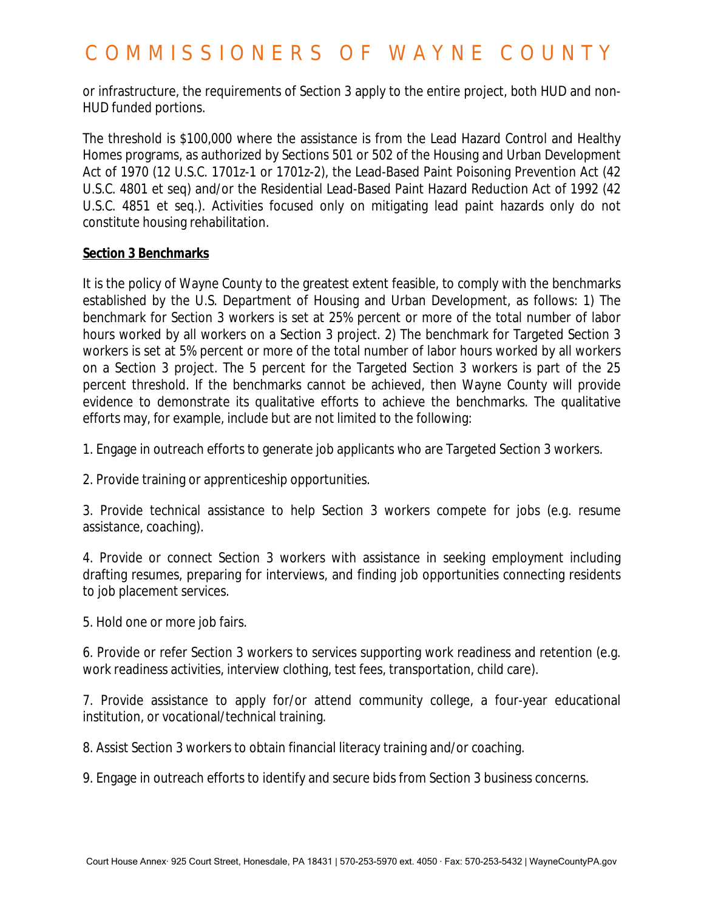or infrastructure, the requirements of Section 3 apply to the entire project, both HUD and non-HUD funded portions.

The threshold is $100,000 where the assistance is from the Lead Hazard Control and Healthy Homes programs, as authorized by Sections 501 or 502 of the Housing and Urban Development Act of 1970 (12 U.S.C. 1701z-1 or 1701z-2), the Lead-Based Paint Poisoning Prevention Act (42 U.S.C. 4801 et seq) and/or the Residential Lead-Based Paint Hazard Reduction Act of 1992 (42 U.S.C. 4851 et seq.). Activities focused only on mitigating lead paint hazards only do not constitute housing rehabilitation.

**Section 3 Benchmarks**

It is the policy of Wayne County to the greatest extent feasible, to comply with the benchmarks established by the U.S. Department of Housing and Urban Development, as follows: 1) The benchmark for Section 3 workers is set at 25% percent or more of the total number of labor hours worked by all workers on a Section 3 project. 2) The benchmark for Targeted Section 3 workers is set at 5% percent or more of the total number of labor hours worked by all workers on a Section 3 project. The 5 percent for the Targeted Section 3 workers is part of the 25 percent threshold. If the benchmarks cannot be achieved, then Wayne County will provide evidence to demonstrate its qualitative efforts to achieve the benchmarks. The qualitative efforts may, for example, include but are not limited to the following:

1. Engage in outreach efforts to generate job applicants who are Targeted Section 3 workers.

2. Provide training or apprenticeship opportunities.

3. Provide technical assistance to help Section 3 workers compete for jobs (e.g. resume assistance, coaching).

4. Provide or connect Section 3 workers with assistance in seeking employment including drafting resumes, preparing for interviews, and finding job opportunities connecting residents to job placement services.

5. Hold one or more job fairs.

6. Provide or refer Section 3 workers to services supporting work readiness and retention (e.g. work readiness activities, interview clothing, test fees, transportation, child care).

7. Provide assistance to apply for/or attend community college, a four-year educational institution, or vocational/technical training.

8. Assist Section 3 workers to obtain financial literacy training and/or coaching.

9. Engage in outreach efforts to identify and secure bids from Section 3 business concerns.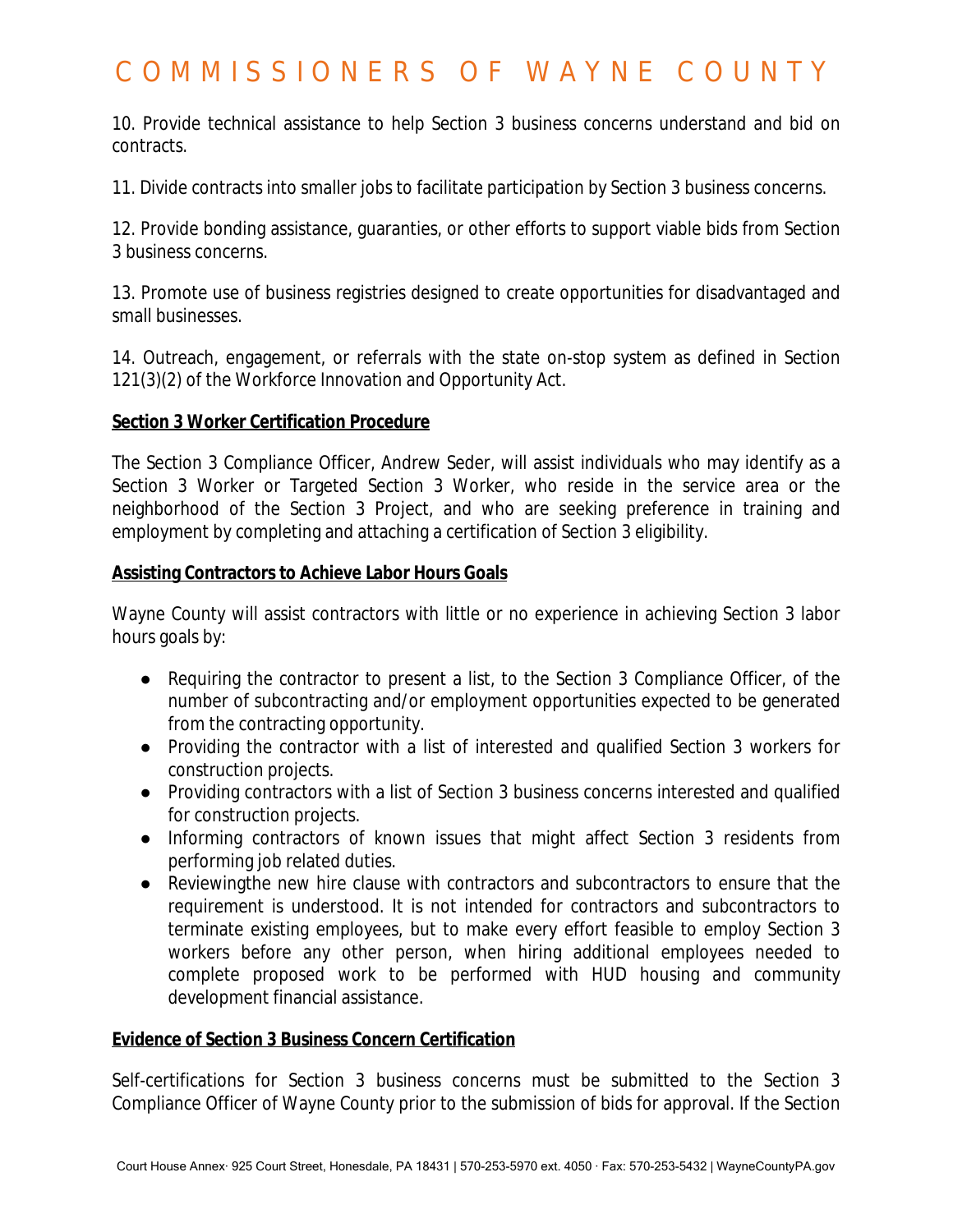10. Provide technical assistance to help Section 3 business concerns understand and bid on contracts.

11. Divide contracts into smaller jobs to facilitate participation by Section 3 business concerns.

12. Provide bonding assistance, guaranties, or other efforts to support viable bids from Section 3 business concerns.

13. Promote use of business registries designed to create opportunities for disadvantaged and small businesses.

14. Outreach, engagement, or referrals with the state on-stop system as defined in Section 121(3)(2) of the Workforce Innovation and Opportunity Act.

**Section 3 Worker Certification Procedure**

The Section 3 Compliance Officer, Andrew Seder, will assist individuals who may identify as a Section 3 Worker or Targeted Section 3 Worker, who reside in the service area or the neighborhood of the Section 3 Project, and who are seeking preference in training and employment by completing and attaching a certification of Section 3 eligibility.

**Assisting Contractors to Achieve Labor Hours Goals**

Wayne County will assist contractors with little or no experience in achieving Section 3 labor hours goals by:

- Requiring the contractor to present a list, to the Section 3 Compliance Officer, of the number of subcontracting and/or employment opportunities expected to be generated from the contracting opportunity.
- Providing the contractor with a list of interested and qualified Section 3 workers for construction projects.
- Providing contractors with a list of Section 3 business concerns interested and qualified for construction projects.
- Informing contractors of known issues that might affect Section 3 residents from performing job related duties.
- Reviewingthe new hire clause with contractors and subcontractors to ensure that the requirement is understood. It is not intended for contractors and subcontractors to terminate existing employees, but to make every effort feasible to employ Section 3 workers before any other person, when hiring additional employees needed to complete proposed work to be performed with HUD housing and community development financial assistance.

**Evidence of Section 3 Business Concern Certification**

Self-certifications for Section 3 business concerns must be submitted to the Section 3 Compliance Officer of Wayne County prior to the submission of bids for approval. If the Section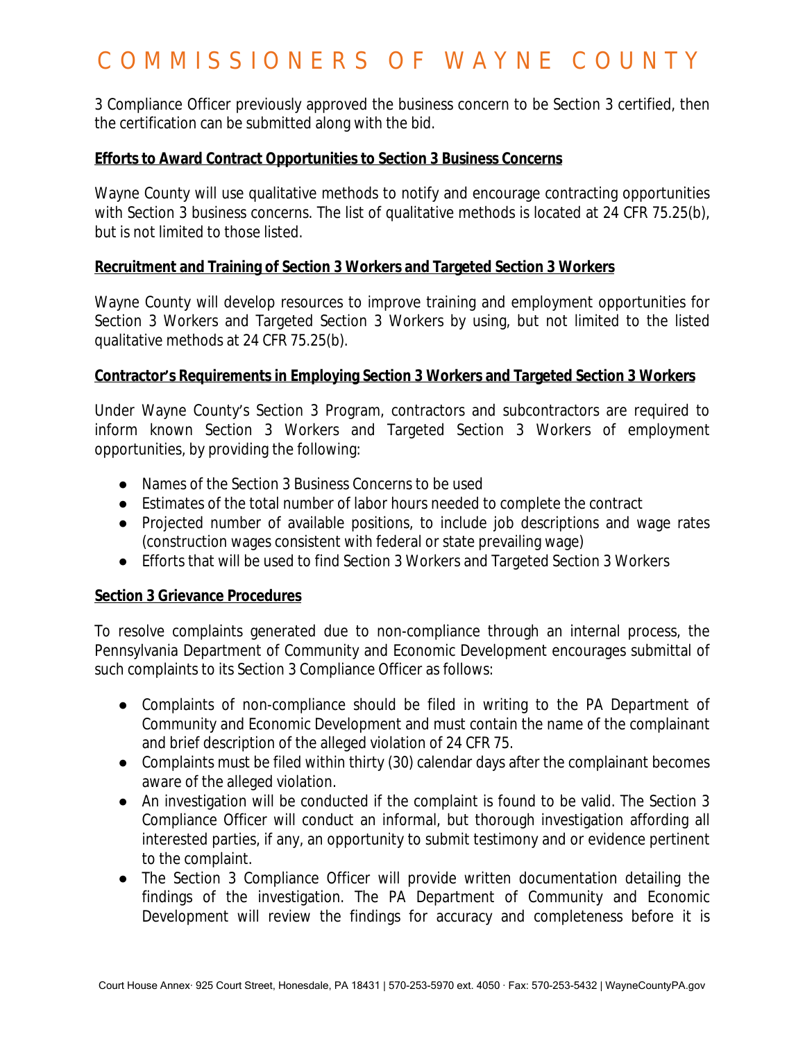3 Compliance Officer previously approved the business concern to be Section 3 certified, then the certification can be submitted along with the bid.

**Efforts to Award Contract Opportunities to Section 3 Business Concerns**

Wayne County will use qualitative methods to notify and encourage contracting opportunities with Section 3 business concerns. The list of qualitative methods is located at 24 CFR 75.25(b), but is not limited to those listed.

**Recruitment and Training of Section 3 Workers and Targeted Section 3 Workers**

Wayne County will develop resources to improve training and employment opportunities for Section 3 Workers and Targeted Section 3 Workers by using, but not limited to the listed qualitative methods at 24 CFR 75.25(b).

**Contractor's Requirements in Employing Section 3 Workers and Targeted Section 3 Workers**

Under Wayne County's Section 3 Program, contractors and subcontractors are required to inform known Section 3 Workers and Targeted Section 3 Workers of employment opportunities, by providing the following:

- Names of the Section 3 Business Concerns to be used
- Estimates of the total number of labor hours needed to complete the contract
- Projected number of available positions, to include job descriptions and wage rates (construction wages consistent with federal or state prevailing wage)
- Efforts that will be used to find Section 3 Workers and Targeted Section 3 Workers

**Section 3 Grievance Procedures**

To resolve complaints generated due to non-compliance through an internal process, the Pennsylvania Department of Community and Economic Development encourages submittal of such complaints to its Section 3 Compliance Officer as follows:

- Complaints of non-compliance should be filed in writing to the PA Department of Community and Economic Development and must contain the name of the complainant and brief description of the alleged violation of 24 CFR 75.
- Complaints must be filed within thirty (30) calendar days after the complainant becomes aware of the alleged violation.
- An investigation will be conducted if the complaint is found to be valid. The Section 3 Compliance Officer will conduct an informal, but thorough investigation affording all interested parties, if any, an opportunity to submit testimony and or evidence pertinent to the complaint.
- The Section 3 Compliance Officer will provide written documentation detailing the findings of the investigation. The PA Department of Community and Economic Development will review the findings for accuracy and completeness before it is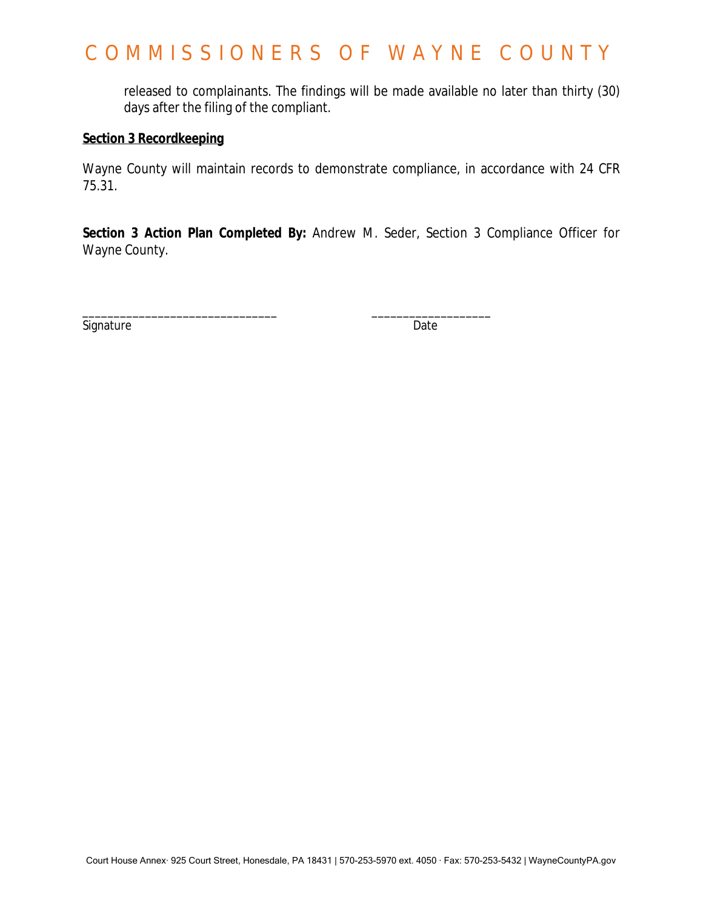released to complainants. The findings will be made available no later than thirty (30) days after the filing of the compliant.

**Section 3 Recordkeeping**

Wayne County will maintain records to demonstrate compliance, in accordance with 24 CFR 75.31.

**Section 3 Action Plan Completed By:** Andrew M. Seder, Section 3 Compliance Officer for Wayne County.

______________________________ ________________

Signature Date